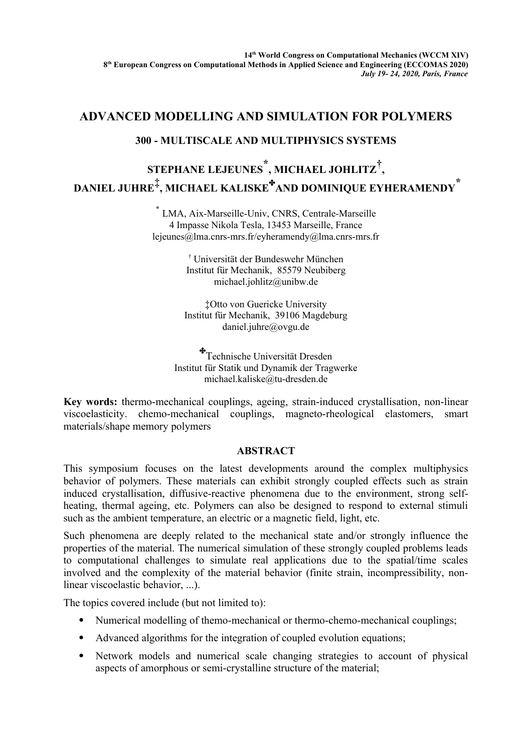# ADVANCED MODELLING AND SIMULATION FOR POLYMERS

## 300 - MULTISCALE AND MULTIPHYSICS SYSTEMS

**STEPHANE LEJEUNES[*], MICHAEL JOHLITZ[†], DANIEL JUHRE[‡], MICHAEL KALISKE[✤] AND DOMINIQUE EYHERAMENDY[*]**

[*] LMA, Aix-Marseille-Univ, CNRS, Centrale-Marseille
4 Impasse Nikola Tesla, 13453 Marseille, France
lejeunes@lma.cnrs-mrs.fr/eyheramendy@lma.cnrs-mrs.fr

[†] Universität der Bundeswehr München
Institut für Mechanik, 85579 Neubiberg
michael.johlitz@unibw.de

[‡] Otto von Guericke University
Institut für Mechanik, 39106 Magdeburg
daniel.juhre@ovgu.de

[✤] Technische Universität Dresden
Institut für Statik und Dynamik der Tragwerke
michael.kaliske@tu-dresden.de

**Key words:** thermo-mechanical couplings, ageing, strain-induced crystallisation, non-linear viscoelasticity. chemo-mechanical couplings, magneto-rheological elastomers, smart materials/shape memory polymers

## ABSTRACT

This symposium focuses on the latest developments around the complex multiphysics behavior of polymers. These materials can exhibit strongly coupled effects such as strain induced crystallisation, diffusive-reactive phenomena due to the environment, strong self-heating, thermal ageing, etc. Polymers can also be designed to respond to external stimuli such as the ambient temperature, an electric or a magnetic field, light, etc.

Such phenomena are deeply related to the mechanical state and/or strongly influence the properties of the material. The numerical simulation of these strongly coupled problems leads to computational challenges to simulate real applications due to the spatial/time scales involved and the complexity of the material behavior (finite strain, incompressibility, non-linear viscoelastic behavior, ...).

The topics covered include (but not limited to):

- Numerical modelling of themo-mechanical or thermo-chemo-mechanical couplings;
- Advanced algorithms for the integration of coupled evolution equations;
- Network models and numerical scale changing strategies to account of physical aspects of amorphous or semi-crystalline structure of the material;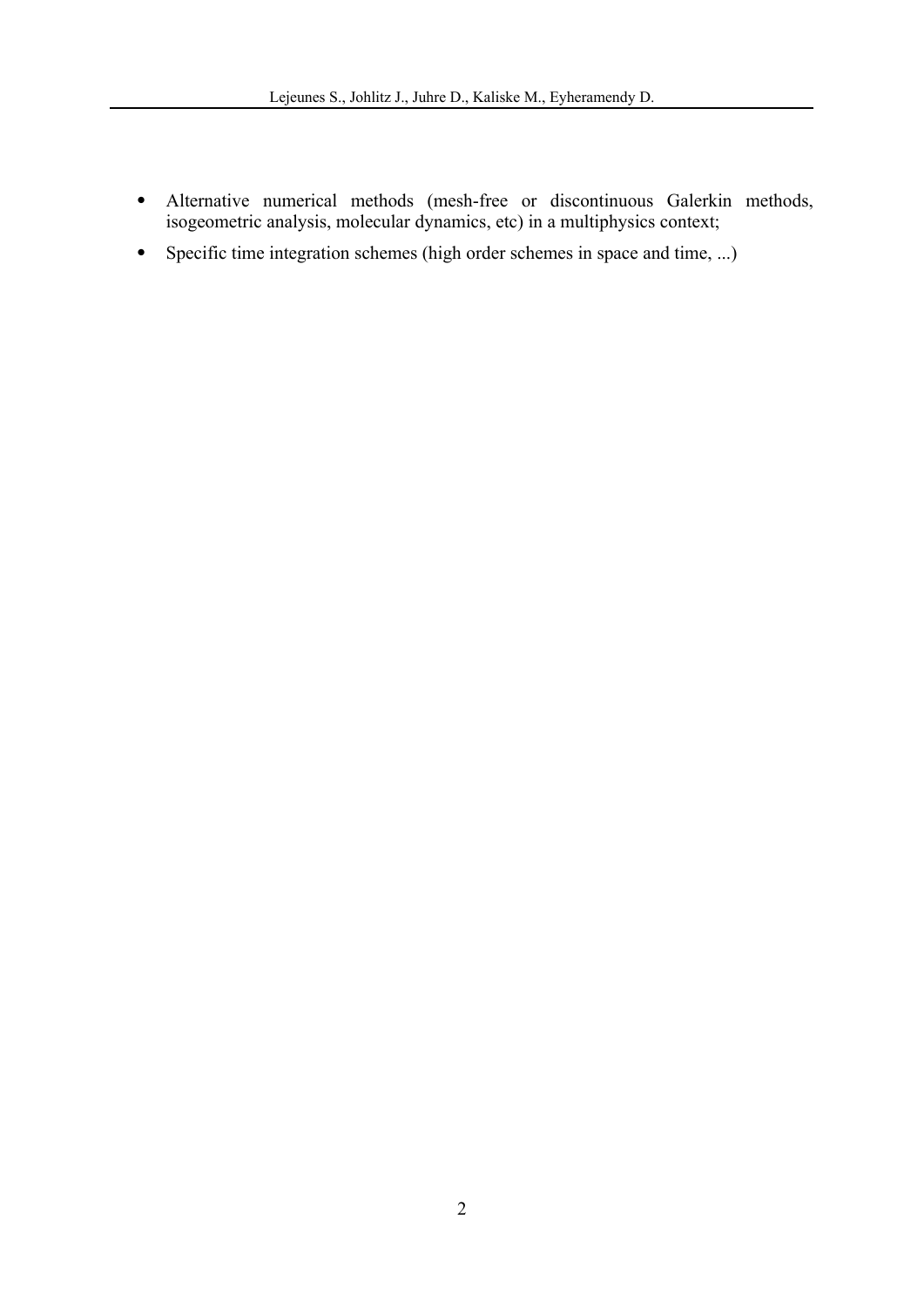- Alternative numerical methods (mesh-free or discontinuous Galerkin methods, isogeometric analysis, molecular dynamics, etc) in a multiphysics context;
- Specific time integration schemes (high order schemes in space and time, ...)